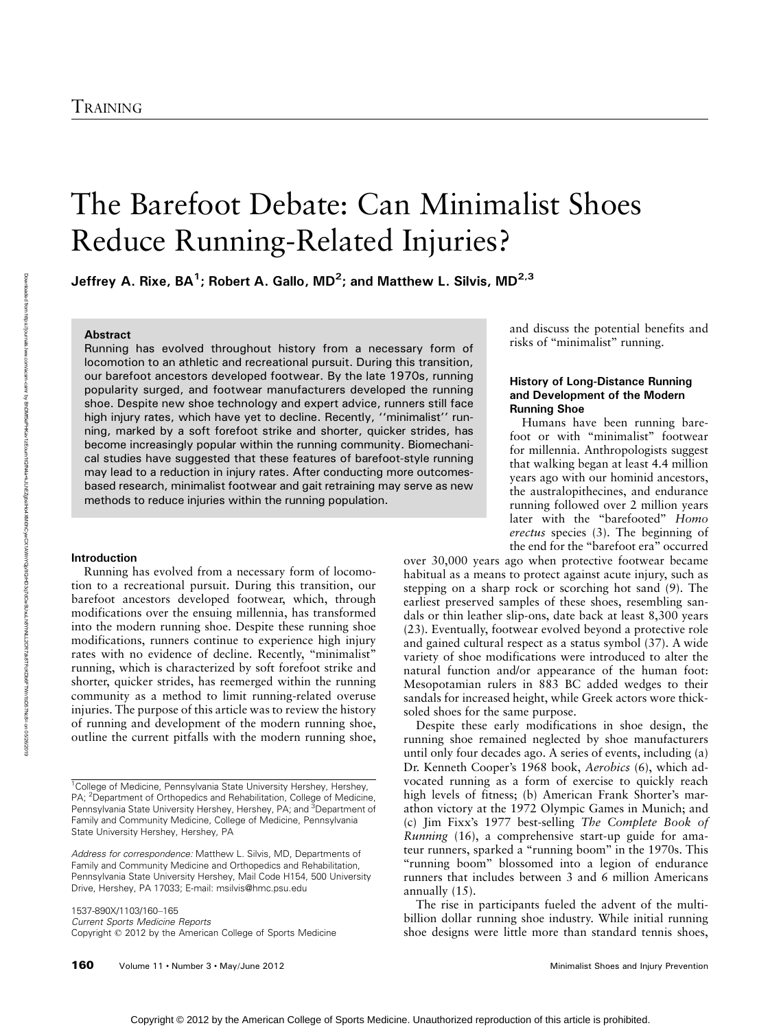# The Barefoot Debate: Can Minimalist Shoes Reduce Running-Related Injuries?

**Jeffrey A. Rixe, BA[1]; Robert A. Gallo, MD[2]; and Matthew L. Silvis, MD[2,3]**

### Abstract

Running has evolved throughout history from a necessary form of locomotion to an athletic and recreational pursuit. During this transition, our barefoot ancestors developed footwear. By the late 1970s, running popularity surged, and footwear manufacturers developed the running shoe. Despite new shoe technology and expert advice, runners still face high injury rates, which have yet to decline. Recently, ''minimalist'' running, marked by a soft forefoot strike and shorter, quicker strides, has become increasingly popular within the running community. Biomechanical studies have suggested that these features of barefoot-style running may lead to a reduction in injury rates. After conducting more outcomes-based research, minimalist footwear and gait retraining may serve as new methods to reduce injuries within the running population.

### Introduction

Running has evolved from a necessary form of locomotion to a recreational pursuit. During this transition, our barefoot ancestors developed footwear, which, through modifications over the ensuing millennia, has transformed into the modern running shoe. Despite these running shoe modifications, runners continue to experience high injury rates with no evidence of decline. Recently, "minimalist" running, which is characterized by soft forefoot strike and shorter, quicker strides, has reemerged within the running community as a method to limit running-related overuse injuries. The purpose of this article was to review the history of running and development of the modern running shoe, outline the current pitfalls with the modern running shoe, and discuss the potential benefits and risks of "minimalist" running.

### History of Long-Distance Running and Development of the Modern Running Shoe

Humans have been running barefoot or with "minimalist" footwear for millennia. Anthropologists suggest that walking began at least 4.4 million years ago with our hominid ancestors, the australopithecines, and endurance running followed over 2 million years later with the "barefooted" *Homo erectus* species (3). The beginning of the end for the "barefoot era" occurred over 30,000 years ago when protective footwear became habitual as a means to protect against acute injury, such as stepping on a sharp rock or scorching hot sand (9). The earliest preserved samples of these shoes, resembling sandals or thin leather slip-ons, date back at least 8,300 years (23). Eventually, footwear evolved beyond a protective role and gained cultural respect as a status symbol (37). A wide variety of shoe modifications were introduced to alter the natural function and/or appearance of the human foot: Mesopotamian rulers in 883 BC added wedges to their sandals for increased height, while Greek actors wore thick-soled shoes for the same purpose.

Despite these early modifications in shoe design, the running shoe remained neglected by shoe manufacturers until only four decades ago. A series of events, including (a) Dr. Kenneth Cooper's 1968 book, *Aerobics* (6), which advocated running as a form of exercise to quickly reach high levels of fitness; (b) American Frank Shorter's marathon victory at the 1972 Olympic Games in Munich; and (c) Jim Fixx's 1977 best-selling *The Complete Book of Running* (16), a comprehensive start-up guide for amateur runners, sparked a "running boom" in the 1970s. This "running boom" blossomed into a legion of endurance runners that includes between 3 and 6 million Americans annually (15).

The rise in participants fueled the advent of the multibillion dollar running shoe industry. While initial running shoe designs were little more than standard tennis shoes,

---

[1]College of Medicine, Pennsylvania State University Hershey, Hershey, PA; [2]Department of Orthopedics and Rehabilitation, College of Medicine, Pennsylvania State University Hershey, Hershey, PA; and [3]Department of Family and Community Medicine, College of Medicine, Pennsylvania State University Hershey, Hershey, PA

*Address for correspondence:* Matthew L. Silvis, MD, Departments of Family and Community Medicine and Orthopedics and Rehabilitation, Pennsylvania State University Hershey, Mail Code H154, 500 University Drive, Hershey, PA 17033; E-mail: msilvis@hmc.psu.edu

1537-890X/1103/160–165
*Current Sports Medicine Reports*
Copyright © 2012 by the American College of Sports Medicine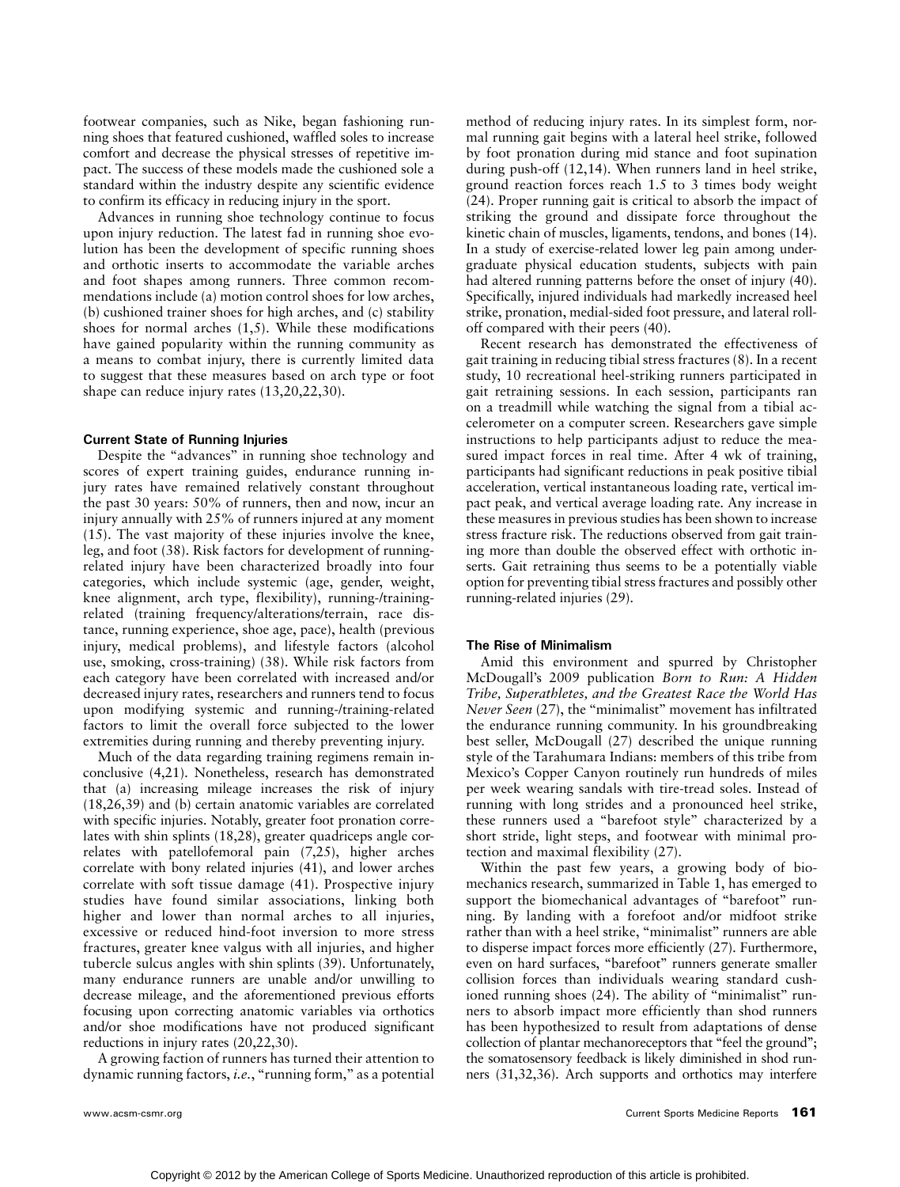footwear companies, such as Nike, began fashioning running shoes that featured cushioned, waffled soles to increase comfort and decrease the physical stresses of repetitive impact. The success of these models made the cushioned sole a standard within the industry despite any scientific evidence to confirm its efficacy in reducing injury in the sport.

Advances in running shoe technology continue to focus upon injury reduction. The latest fad in running shoe evolution has been the development of specific running shoes and orthotic inserts to accommodate the variable arches and foot shapes among runners. Three common recommendations include (a) motion control shoes for low arches, (b) cushioned trainer shoes for high arches, and (c) stability shoes for normal arches (1,5). While these modifications have gained popularity within the running community as a means to combat injury, there is currently limited data to suggest that these measures based on arch type or foot shape can reduce injury rates (13,20,22,30).

### Current State of Running Injuries

Despite the "advances" in running shoe technology and scores of expert training guides, endurance running injury rates have remained relatively constant throughout the past 30 years: 50% of runners, then and now, incur an injury annually with 25% of runners injured at any moment (15). The vast majority of these injuries involve the knee, leg, and foot (38). Risk factors for development of running-related injury have been characterized broadly into four categories, which include systemic (age, gender, weight, knee alignment, arch type, flexibility), running-/training-related (training frequency/alterations/terrain, race distance, running experience, shoe age, pace), health (previous injury, medical problems), and lifestyle factors (alcohol use, smoking, cross-training) (38). While risk factors from each category have been correlated with increased and/or decreased injury rates, researchers and runners tend to focus upon modifying systemic and running-/training-related factors to limit the overall force subjected to the lower extremities during running and thereby preventing injury.

Much of the data regarding training regimens remain inconclusive (4,21). Nonetheless, research has demonstrated that (a) increasing mileage increases the risk of injury (18,26,39) and (b) certain anatomic variables are correlated with specific injuries. Notably, greater foot pronation correlates with shin splints (18,28), greater quadriceps angle correlates with patellofemoral pain (7,25), higher arches correlate with bony related injuries (41), and lower arches correlate with soft tissue damage (41). Prospective injury studies have found similar associations, linking both higher and lower than normal arches to all injuries, excessive or reduced hind-foot inversion to more stress fractures, greater knee valgus with all injuries, and higher tubercle sulcus angles with shin splints (39). Unfortunately, many endurance runners are unable and/or unwilling to decrease mileage, and the aforementioned previous efforts focusing upon correcting anatomic variables via orthotics and/or shoe modifications have not produced significant reductions in injury rates (20,22,30).

A growing faction of runners has turned their attention to dynamic running factors, *i.e.*, "running form," as a potential method of reducing injury rates. In its simplest form, normal running gait begins with a lateral heel strike, followed by foot pronation during mid stance and foot supination during push-off (12,14). When runners land in heel strike, ground reaction forces reach 1.5 to 3 times body weight (24). Proper running gait is critical to absorb the impact of striking the ground and dissipate force throughout the kinetic chain of muscles, ligaments, tendons, and bones (14). In a study of exercise-related lower leg pain among undergraduate physical education students, subjects with pain had altered running patterns before the onset of injury (40). Specifically, injured individuals had markedly increased heel strike, pronation, medial-sided foot pressure, and lateral roll-off compared with their peers (40).

Recent research has demonstrated the effectiveness of gait training in reducing tibial stress fractures (8). In a recent study, 10 recreational heel-striking runners participated in gait retraining sessions. In each session, participants ran on a treadmill while watching the signal from a tibial accelerometer on a computer screen. Researchers gave simple instructions to help participants adjust to reduce the measured impact forces in real time. After 4 wk of training, participants had significant reductions in peak positive tibial acceleration, vertical instantaneous loading rate, vertical impact peak, and vertical average loading rate. Any increase in these measures in previous studies has been shown to increase stress fracture risk. The reductions observed from gait training more than double the observed effect with orthotic inserts. Gait retraining thus seems to be a potentially viable option for preventing tibial stress fractures and possibly other running-related injuries (29).

### The Rise of Minimalism

Amid this environment and spurred by Christopher McDougall's 2009 publication *Born to Run: A Hidden Tribe, Superathletes, and the Greatest Race the World Has Never Seen* (27), the "minimalist" movement has infiltrated the endurance running community. In his groundbreaking best seller, McDougall (27) described the unique running style of the Tarahumara Indians: members of this tribe from Mexico's Copper Canyon routinely run hundreds of miles per week wearing sandals with tire-tread soles. Instead of running with long strides and a pronounced heel strike, these runners used a "barefoot style" characterized by a short stride, light steps, and footwear with minimal protection and maximal flexibility (27).

Within the past few years, a growing body of biomechanics research, summarized in Table 1, has emerged to support the biomechanical advantages of "barefoot" running. By landing with a forefoot and/or midfoot strike rather than with a heel strike, "minimalist" runners are able to disperse impact forces more efficiently (27). Furthermore, even on hard surfaces, "barefoot" runners generate smaller collision forces than individuals wearing standard cushioned running shoes (24). The ability of "minimalist" runners to absorb impact more efficiently than shod runners has been hypothesized to result from adaptations of dense collection of plantar mechanoreceptors that "feel the ground"; the somatosensory feedback is likely diminished in shod runners (31,32,36). Arch supports and orthotics may interfere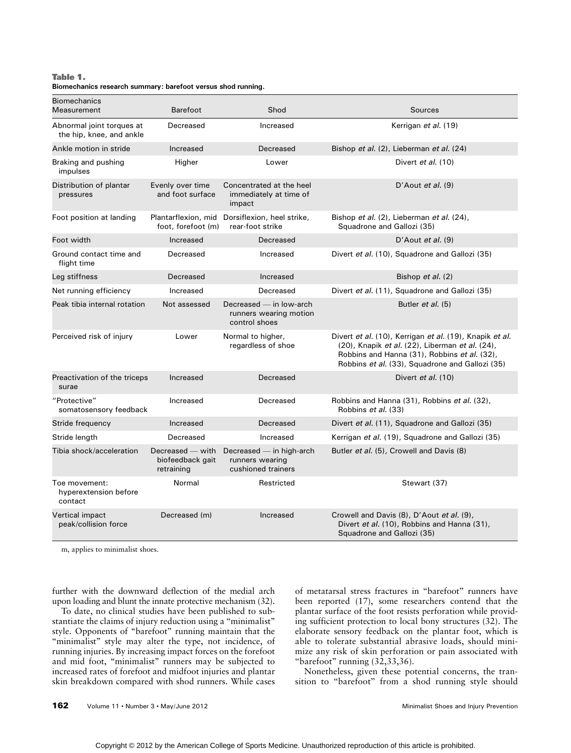**Table 1.**
**Biomechanics research summary: barefoot versus shod running.**

| Biomechanics Measurement | Barefoot | Shod | Sources |
|---|---|---|---|
| Abnormal joint torques at the hip, knee, and ankle | Decreased | Increased | Kerrigan *et al.* (19) |
| Ankle motion in stride | Increased | Decreased | Bishop *et al.* (2), Lieberman *et al.* (24) |
| Braking and pushing impulses | Higher | Lower | Divert *et al.* (10) |
| Distribution of plantar pressures | Evenly over time and foot surface | Concentrated at the heel immediately at time of impact | D'Aout *et al.* (9) |
| Foot position at landing | Plantarflexion, mid foot, forefoot (m) | Dorsiflexion, heel strike, rear-foot strike | Bishop *et al.* (2), Lieberman *et al.* (24), Squadrone and Gallozi (35) |
| Foot width | Increased | Decreased | D'Aout *et al.* (9) |
| Ground contact time and flight time | Decreased | Increased | Divert *et al.* (10), Squadrone and Gallozi (35) |
| Leg stiffness | Decreased | Increased | Bishop *et al.* (2) |
| Net running efficiency | Increased | Decreased | Divert *et al.* (11), Squadrone and Gallozi (35) |
| Peak tibia internal rotation | Not assessed | Decreased — in low-arch runners wearing motion control shoes | Butler *et al.* (5) |
| Perceived risk of injury | Lower | Normal to higher, regardless of shoe | Divert *et al.* (10), Kerrigan *et al.* (19), Knapik *et al.* (20), Knapik *et al.* (22), Liberman *et al.* (24), Robbins and Hanna (31), Robbins *et al.* (32), Robbins *et al.* (33), Squadrone and Gallozi (35) |
| Preactivation of the triceps surae | Increased | Decreased | Divert *et al.* (10) |
| "Protective" somatosensory feedback | Increased | Decreased | Robbins and Hanna (31), Robbins *et al.* (32), Robbins *et al.* (33) |
| Stride frequency | Increased | Decreased | Divert *et al.* (11), Squadrone and Gallozi (35) |
| Stride length | Decreased | Increased | Kerrigan *et al.* (19), Squadrone and Gallozi (35) |
| Tibia shock/acceleration | Decreased — with biofeedback gait retraining | Decreased — in high-arch runners wearing cushioned trainers | Butler *et al.* (5), Crowell and Davis (8) |
| Toe movement: hyperextension before contact | Normal | Restricted | Stewart (37) |
| Vertical impact peak/collision force | Decreased (m) | Increased | Crowell and Davis (8), D'Aout *et al.* (9), Divert *et al.* (10), Robbins and Hanna (31), Squadrone and Gallozi (35) |

m, applies to minimalist shoes.

further with the downward deflection of the medial arch upon loading and blunt the innate protective mechanism (32).

To date, no clinical studies have been published to substantiate the claims of injury reduction using a "minimalist" style. Opponents of "barefoot" running maintain that the "minimalist" style may alter the type, not incidence, of running injuries. By increasing impact forces on the forefoot and mid foot, "minimalist" runners may be subjected to increased rates of forefoot and midfoot injuries and plantar skin breakdown compared with shod runners. While cases of metatarsal stress fractures in "barefoot" runners have been reported (17), some researchers contend that the plantar surface of the foot resists perforation while providing sufficient protection to local bony structures (32). The elaborate sensory feedback on the plantar foot, which is able to tolerate substantial abrasive loads, should minimize any risk of skin perforation or pain associated with "barefoot" running (32,33,36).

Nonetheless, given these potential concerns, the transition to "barefoot" from a shod running style should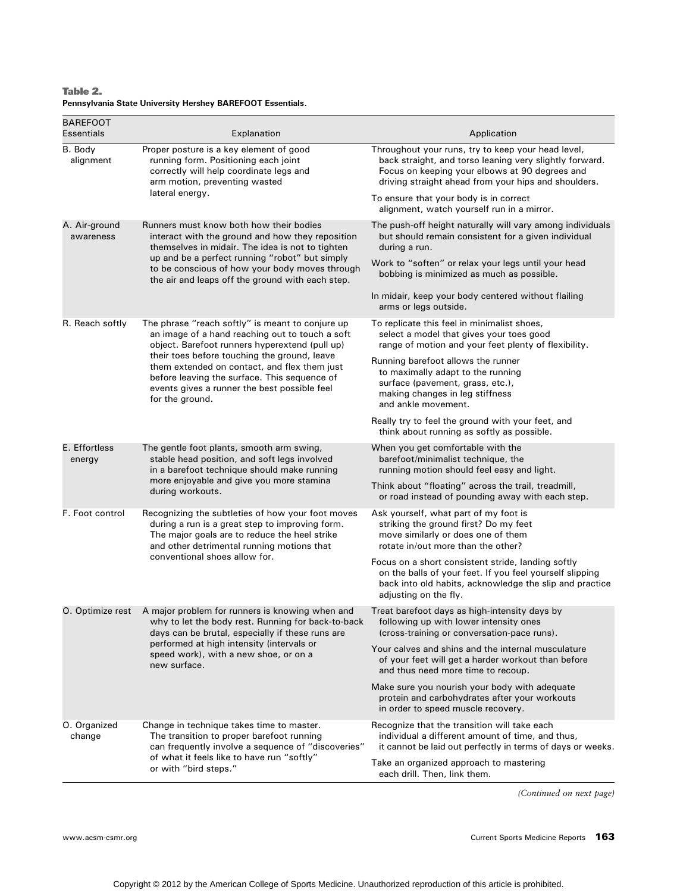**Table 2.**
**Pennsylvania State University Hershey BAREFOOT Essentials.**

| BAREFOOT Essentials | Explanation | Application |
|---|---|---|
| B. Body alignment | Proper posture is a key element of good running form. Positioning each joint correctly will help coordinate legs and arm motion, preventing wasted lateral energy. | Throughout your runs, try to keep your head level, back straight, and torso leaning very slightly forward. Focus on keeping your elbows at 90 degrees and driving straight ahead from your hips and shoulders.<br><br>To ensure that your body is in correct alignment, watch yourself run in a mirror. |
| A. Air-ground awareness | Runners must know both how their bodies interact with the ground and how they reposition themselves in midair. The idea is not to tighten up and be a perfect running "robot" but simply to be conscious of how your body moves through the air and leaps off the ground with each step. | The push-off height naturally will vary among individuals but should remain consistent for a given individual during a run.<br><br>Work to "soften" or relax your legs until your head bobbing is minimized as much as possible.<br><br>In midair, keep your body centered without flailing arms or legs outside. |
| R. Reach softly | The phrase "reach softly" is meant to conjure up an image of a hand reaching out to touch a soft object. Barefoot runners hyperextend (pull up) their toes before touching the ground, leave them extended on contact, and flex them just before leaving the surface. This sequence of events gives a runner the best possible feel for the ground. | To replicate this feel in minimalist shoes, select a model that gives your toes good range of motion and your feet plenty of flexibility.<br><br>Running barefoot allows the runner to maximally adapt to the running surface (pavement, grass, etc.), making changes in leg stiffness and ankle movement.<br><br>Really try to feel the ground with your feet, and think about running as softly as possible. |
| E. Effortless energy | The gentle foot plants, smooth arm swing, stable head position, and soft legs involved in a barefoot technique should make running more enjoyable and give you more stamina during workouts. | When you get comfortable with the barefoot/minimalist technique, the running motion should feel easy and light.<br><br>Think about "floating" across the trail, treadmill, or road instead of pounding away with each step. |
| F. Foot control | Recognizing the subtleties of how your foot moves during a run is a great step to improving form. The major goals are to reduce the heel strike and other detrimental running motions that conventional shoes allow for. | Ask yourself, what part of my foot is striking the ground first? Do my feet move similarly or does one of them rotate in/out more than the other?<br><br>Focus on a short consistent stride, landing softly on the balls of your feet. If you feel yourself slipping back into old habits, acknowledge the slip and practice adjusting on the fly. |
| O. Optimize rest | A major problem for runners is knowing when and why to let the body rest. Running for back-to-back days can be brutal, especially if these runs are performed at high intensity (intervals or speed work), with a new shoe, or on a new surface. | Treat barefoot days as high-intensity days by following up with lower intensity ones (cross-training or conversation-pace runs).<br><br>Your calves and shins and the internal musculature of your feet will get a harder workout than before and thus need more time to recoup.<br><br>Make sure you nourish your body with adequate protein and carbohydrates after your workouts in order to speed muscle recovery. |
| O. Organized change | Change in technique takes time to master. The transition to proper barefoot running can frequently involve a sequence of "discoveries" of what it feels like to have run "softly" or with "bird steps." | Recognize that the transition will take each individual a different amount of time, and thus, it cannot be laid out perfectly in terms of days or weeks.<br><br>Take an organized approach to mastering each drill. Then, link them. |

*(Continued on next page)*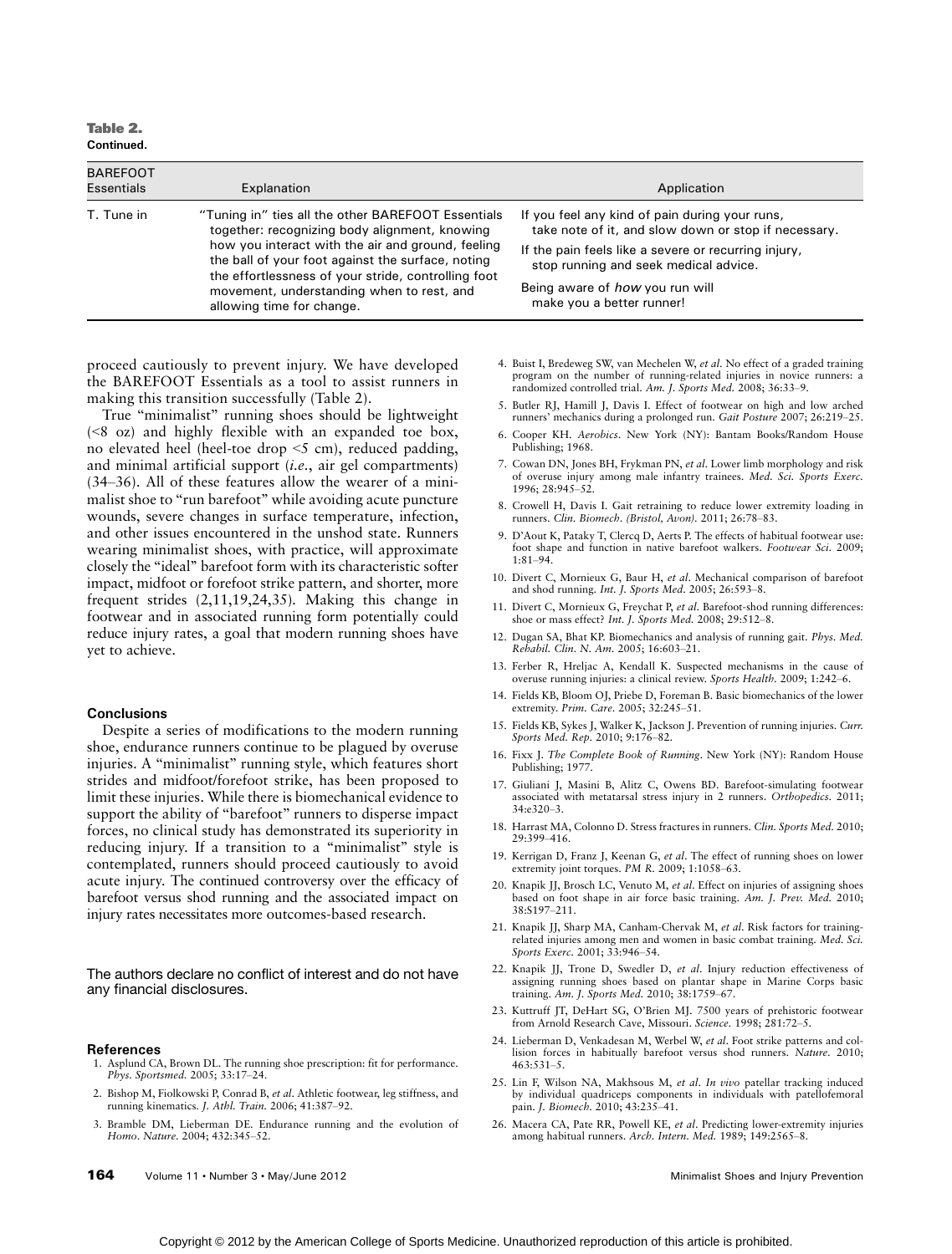**Table 2.**
**Continued.**

| BAREFOOT Essentials | Explanation | Application |
|---|---|---|
| T. Tune in | "Tuning in" ties all the other BAREFOOT Essentials together: recognizing body alignment, knowing how you interact with the air and ground, feeling the ball of your foot against the surface, noting the effortlessness of your stride, controlling foot movement, understanding when to rest, and allowing time for change. | If you feel any kind of pain during your runs, take note of it, and slow down or stop if necessary. If the pain feels like a severe or recurring injury, stop running and seek medical advice. Being aware of *how* you run will make you a better runner! |

proceed cautiously to prevent injury. We have developed the BAREFOOT Essentials as a tool to assist runners in making this transition successfully (Table 2).

True "minimalist" running shoes should be lightweight (<8 oz) and highly flexible with an expanded toe box, no elevated heel (heel-toe drop <5 cm), reduced padding, and minimal artificial support (*i.e.*, air gel compartments) (34–36). All of these features allow the wearer of a minimalist shoe to "run barefoot" while avoiding acute puncture wounds, severe changes in surface temperature, infection, and other issues encountered in the unshod state. Runners wearing minimalist shoes, with practice, will approximate closely the "ideal" barefoot form with its characteristic softer impact, midfoot or forefoot strike pattern, and shorter, more frequent strides (2,11,19,24,35). Making this change in footwear and in associated running form potentially could reduce injury rates, a goal that modern running shoes have yet to achieve.

## Conclusions

Despite a series of modifications to the modern running shoe, endurance runners continue to be plagued by overuse injuries. A "minimalist" running style, which features short strides and midfoot/forefoot strike, has been proposed to limit these injuries. While there is biomechanical evidence to support the ability of "barefoot" runners to disperse impact forces, no clinical study has demonstrated its superiority in reducing injury. If a transition to a "minimalist" style is contemplated, runners should proceed cautiously to avoid acute injury. The continued controversy over the efficacy of barefoot versus shod running and the associated impact on injury rates necessitates more outcomes-based research.

The authors declare no conflict of interest and do not have any financial disclosures.

## References

1. Asplund CA, Brown DL. The running shoe prescription: fit for performance. *Phys. Sportsmed.* 2005; 33:17–24.
2. Bishop M, Fiolkowski P, Conrad B, *et al*. Athletic footwear, leg stiffness, and running kinematics. *J. Athl. Train.* 2006; 41:387–92.
3. Bramble DM, Lieberman DE. Endurance running and the evolution of *Homo*. *Nature.* 2004; 432:345–52.
4. Buist I, Bredeweg SW, van Mechelen W, *et al*. No effect of a graded training program on the number of running-related injuries in novice runners: a randomized controlled trial. *Am. J. Sports Med.* 2008; 36:33–9.
5. Butler RJ, Hamill J, Davis I. Effect of footwear on high and low arched runners' mechanics during a prolonged run. *Gait Posture* 2007; 26:219–25.
6. Cooper KH. *Aerobics*. New York (NY): Bantam Books/Random House Publishing; 1968.
7. Cowan DN, Jones BH, Frykman PN, *et al*. Lower limb morphology and risk of overuse injury among male infantry trainees. *Med. Sci. Sports Exerc.* 1996; 28:945–52.
8. Crowell H, Davis I. Gait retraining to reduce lower extremity loading in runners. *Clin. Biomech. (Bristol, Avon).* 2011; 26:78–83.
9. D'Aout K, Pataky T, Clercq D, Aerts P. The effects of habitual footwear use: foot shape and function in native barefoot walkers. *Footwear Sci.* 2009; 1:81–94.
10. Divert C, Mornieux G, Baur H, *et al*. Mechanical comparison of barefoot and shod running. *Int. J. Sports Med.* 2005; 26:593–8.
11. Divert C, Mornieux G, Freychat P, *et al*. Barefoot-shod running differences: shoe or mass effect? *Int. J. Sports Med.* 2008; 29:512–8.
12. Dugan SA, Bhat KP. Biomechanics and analysis of running gait. *Phys. Med. Rehabil. Clin. N. Am.* 2005; 16:603–21.
13. Ferber R, Hreljac A, Kendall K. Suspected mechanisms in the cause of overuse running injuries: a clinical review. *Sports Health.* 2009; 1:242–6.
14. Fields KB, Bloom OJ, Priebe D, Foreman B. Basic biomechanics of the lower extremity. *Prim. Care.* 2005; 32:245–51.
15. Fields KB, Sykes J, Walker K, Jackson J. Prevention of running injuries. *Curr. Sports Med. Rep.* 2010; 9:176–82.
16. Fixx J. *The Complete Book of Running*. New York (NY): Random House Publishing; 1977.
17. Giuliani J, Masini B, Alitz C, Owens BD. Barefoot-simulating footwear associated with metatarsal stress injury in 2 runners. *Orthopedics.* 2011; 34:e320–3.
18. Harrast MA, Colonno D. Stress fractures in runners. *Clin. Sports Med.* 2010; 29:399–416.
19. Kerrigan D, Franz J, Keenan G, *et al*. The effect of running shoes on lower extremity joint torques. *PM R.* 2009; 1:1058–63.
20. Knapik JJ, Brosch LC, Venuto M, *et al*. Effect on injuries of assigning shoes based on foot shape in air force basic training. *Am. J. Prev. Med.* 2010; 38:S197–211.
21. Knapik JJ, Sharp MA, Canham-Chervak M, *et al*. Risk factors for training-related injuries among men and women in basic combat training. *Med. Sci. Sports Exerc.* 2001; 33:946–54.
22. Knapik JJ, Trone D, Swedler D, *et al*. Injury reduction effectiveness of assigning running shoes based on plantar shape in Marine Corps basic training. *Am. J. Sports Med.* 2010; 38:1759–67.
23. Kuttruff JT, DeHart SG, O'Brien MJ. 7500 years of prehistoric footwear from Arnold Research Cave, Missouri. *Science.* 1998; 281:72–5.
24. Lieberman D, Venkadesan M, Werbel W, *et al*. Foot strike patterns and collision forces in habitually barefoot versus shod runners. *Nature.* 2010; 463:531–5.
25. Lin F, Wilson NA, Makhsous M, *et al*. *In vivo* patellar tracking induced by individual quadriceps components in individuals with patellofemoral pain. *J. Biomech.* 2010; 43:235–41.
26. Macera CA, Pate RR, Powell KE, *et al*. Predicting lower-extremity injuries among habitual runners. *Arch. Intern. Med.* 1989; 149:2565–8.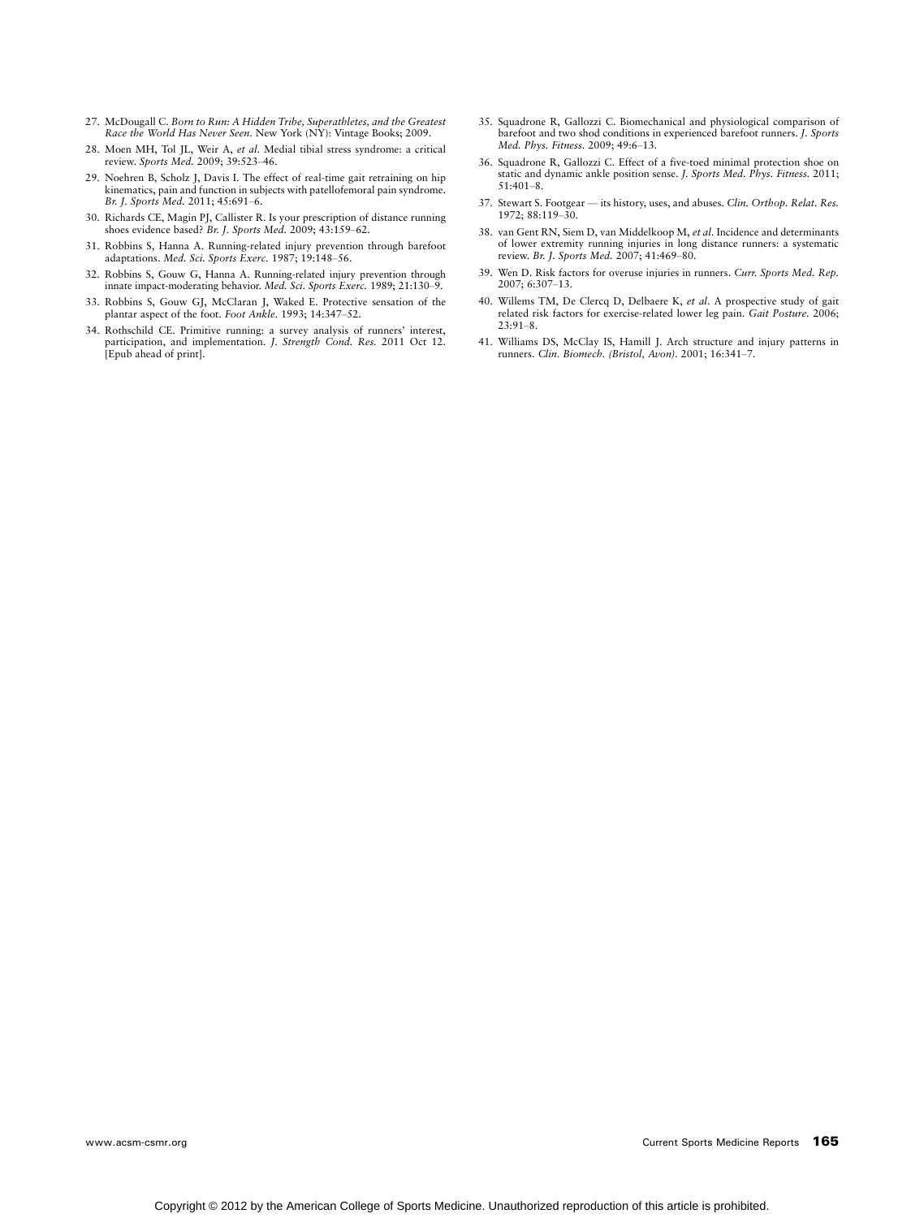27. McDougall C. *Born to Run: A Hidden Tribe, Superathletes, and the Greatest Race the World Has Never Seen.* New York (NY): Vintage Books; 2009.
28. Moen MH, Tol JL, Weir A, *et al.* Medial tibial stress syndrome: a critical review. *Sports Med.* 2009; 39:523–46.
29. Noehren B, Scholz J, Davis I. The effect of real-time gait retraining on hip kinematics, pain and function in subjects with patellofemoral pain syndrome. *Br. J. Sports Med.* 2011; 45:691–6.
30. Richards CE, Magin PJ, Callister R. Is your prescription of distance running shoes evidence based? *Br. J. Sports Med.* 2009; 43:159–62.
31. Robbins S, Hanna A. Running-related injury prevention through barefoot adaptations. *Med. Sci. Sports Exerc.* 1987; 19:148–56.
32. Robbins S, Gouw G, Hanna A. Running-related injury prevention through innate impact-moderating behavior. *Med. Sci. Sports Exerc.* 1989; 21:130–9.
33. Robbins S, Gouw GJ, McClaran J, Waked E. Protective sensation of the plantar aspect of the foot. *Foot Ankle.* 1993; 14:347–52.
34. Rothschild CE. Primitive running: a survey analysis of runners' interest, participation, and implementation. *J. Strength Cond. Res.* 2011 Oct 12. [Epub ahead of print].
35. Squadrone R, Gallozzi C. Biomechanical and physiological comparison of barefoot and two shod conditions in experienced barefoot runners. *J. Sports Med. Phys. Fitness.* 2009; 49:6–13.
36. Squadrone R, Gallozzi C. Effect of a five-toed minimal protection shoe on static and dynamic ankle position sense. *J. Sports Med. Phys. Fitness.* 2011; 51:401–8.
37. Stewart S. Footgear — its history, uses, and abuses. *Clin. Orthop. Relat. Res.* 1972; 88:119–30.
38. van Gent RN, Siem D, van Middelkoop M, *et al.* Incidence and determinants of lower extremity running injuries in long distance runners: a systematic review. *Br. J. Sports Med.* 2007; 41:469–80.
39. Wen D. Risk factors for overuse injuries in runners. *Curr. Sports Med. Rep.* 2007; 6:307–13.
40. Willems TM, De Clercq D, Delbaere K, *et al.* A prospective study of gait related risk factors for exercise-related lower leg pain. *Gait Posture.* 2006; 23:91–8.
41. Williams DS, McClay IS, Hamill J. Arch structure and injury patterns in runners. *Clin. Biomech. (Bristol, Avon).* 2001; 16:341–7.

Copyright © 2012 by the American College of Sports Medicine. Unauthorized reproduction of this article is prohibited.